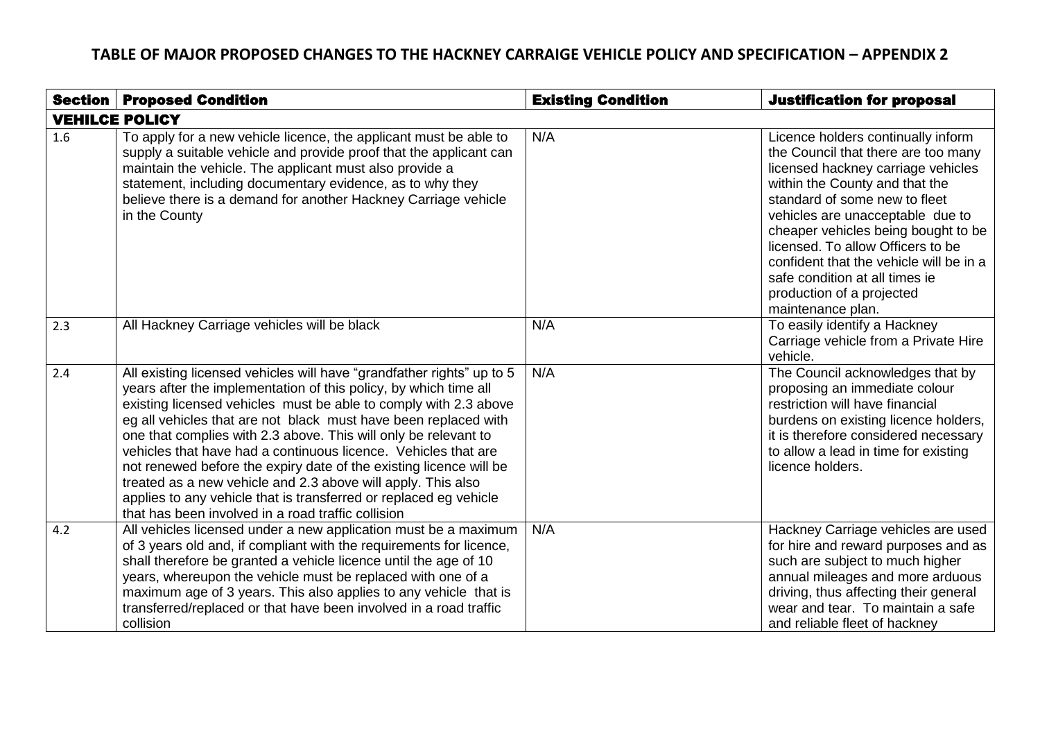# TABLE OF MAJOR PROPOSED CHANGES TO THE HACKNEY CARRAIGE VEHICLE POLICY AND SPECIFICATION – APPENDIX 2

| Section | Proposed Condition | Existing Condition | Justification for proposal |
|---|---|---|---|
| **VEHILCE POLICY** | | | |
| 1.6 | To apply for a new vehicle licence, the applicant must be able to supply a suitable vehicle and provide proof that the applicant can maintain the vehicle. The applicant must also provide a statement, including documentary evidence, as to why they believe there is a demand for another Hackney Carriage vehicle in the County | N/A | Licence holders continually inform the Council that there are too many licensed hackney carriage vehicles within the County and that the standard of some new to fleet vehicles are unacceptable due to cheaper vehicles being bought to be licensed. To allow Officers to be confident that the vehicle will be in a safe condition at all times ie production of a projected maintenance plan. |
| 2.3 | All Hackney Carriage vehicles will be black | N/A | To easily identify a Hackney Carriage vehicle from a Private Hire vehicle. |
| 2.4 | All existing licensed vehicles will have "grandfather rights" up to 5 years after the implementation of this policy, by which time all existing licensed vehicles must be able to comply with 2.3 above eg all vehicles that are not black must have been replaced with one that complies with 2.3 above. This will only be relevant to vehicles that have had a continuous licence. Vehicles that are not renewed before the expiry date of the existing licence will be treated as a new vehicle and 2.3 above will apply. This also applies to any vehicle that is transferred or replaced eg vehicle that has been involved in a road traffic collision | N/A | The Council acknowledges that by proposing an immediate colour restriction will have financial burdens on existing licence holders, it is therefore considered necessary to allow a lead in time for existing licence holders. |
| 4.2 | All vehicles licensed under a new application must be a maximum of 3 years old and, if compliant with the requirements for licence, shall therefore be granted a vehicle licence until the age of 10 years, whereupon the vehicle must be replaced with one of a maximum age of 3 years. This also applies to any vehicle that is transferred/replaced or that have been involved in a road traffic collision | N/A | Hackney Carriage vehicles are used for hire and reward purposes and as such are subject to much higher annual mileages and more arduous driving, thus affecting their general wear and tear. To maintain a safe and reliable fleet of hackney |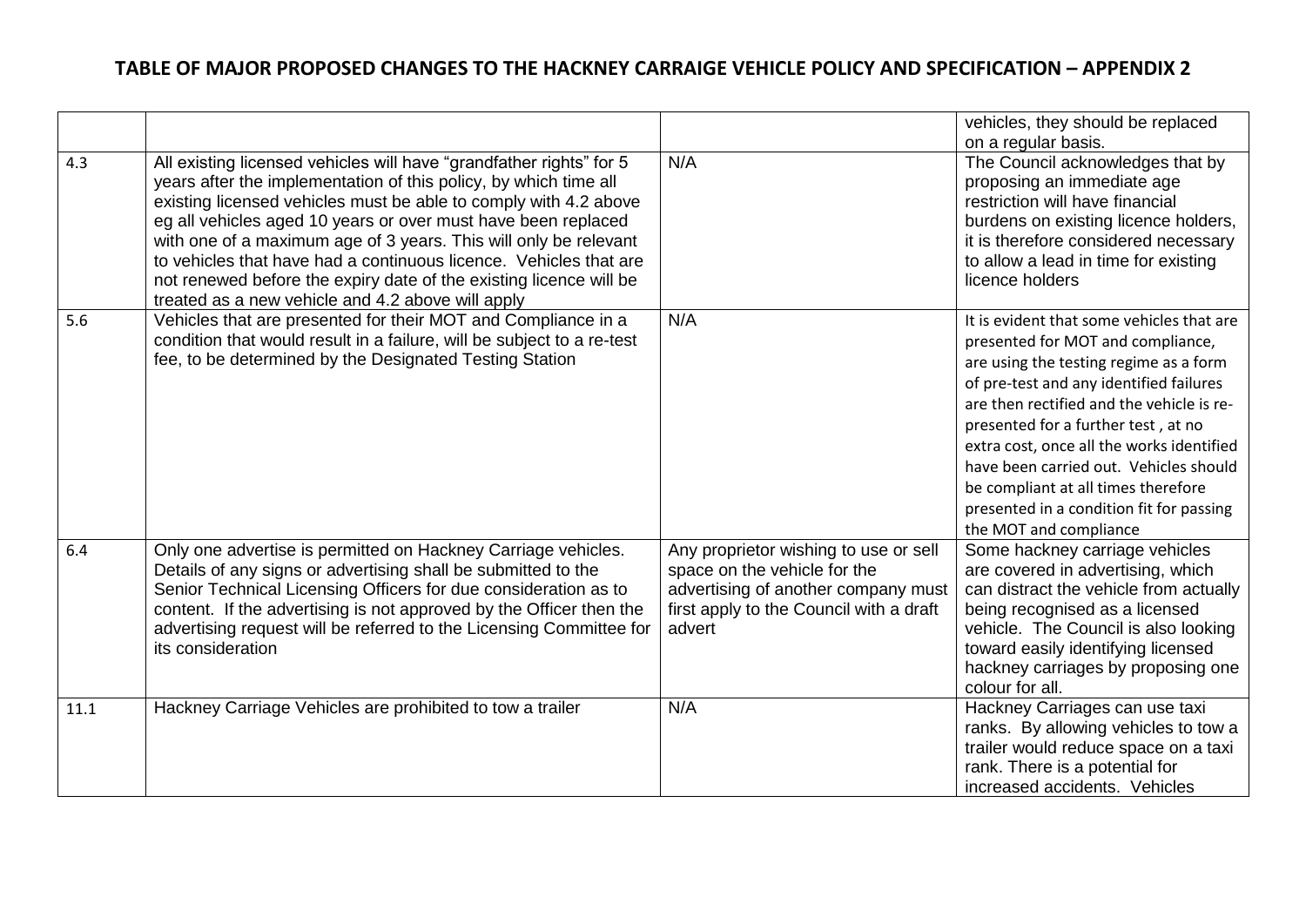# TABLE OF MAJOR PROPOSED CHANGES TO THE HACKNEY CARRAIGE VEHICLE POLICY AND SPECIFICATION – APPENDIX 2

| | | | |
|---|---|---|---|
| | | | vehicles, they should be replaced on a regular basis. |
| 4.3 | All existing licensed vehicles will have "grandfather rights" for 5 years after the implementation of this policy, by which time all existing licensed vehicles must be able to comply with 4.2 above eg all vehicles aged 10 years or over must have been replaced with one of a maximum age of 3 years. This will only be relevant to vehicles that have had a continuous licence. Vehicles that are not renewed before the expiry date of the existing licence will be treated as a new vehicle and 4.2 above will apply | N/A | The Council acknowledges that by proposing an immediate age restriction will have financial burdens on existing licence holders, it is therefore considered necessary to allow a lead in time for existing licence holders |
| 5.6 | Vehicles that are presented for their MOT and Compliance in a condition that would result in a failure, will be subject to a re-test fee, to be determined by the Designated Testing Station | N/A | It is evident that some vehicles that are presented for MOT and compliance, are using the testing regime as a form of pre-test and any identified failures are then rectified and the vehicle is re-presented for a further test , at no extra cost, once all the works identified have been carried out. Vehicles should be compliant at all times therefore presented in a condition fit for passing the MOT and compliance |
| 6.4 | Only one advertise is permitted on Hackney Carriage vehicles. Details of any signs or advertising shall be submitted to the Senior Technical Licensing Officers for due consideration as to content. If the advertising is not approved by the Officer then the advertising request will be referred to the Licensing Committee for its consideration | Any proprietor wishing to use or sell space on the vehicle for the advertising of another company must first apply to the Council with a draft advert | Some hackney carriage vehicles are covered in advertising, which can distract the vehicle from actually being recognised as a licensed vehicle. The Council is also looking toward easily identifying licensed hackney carriages by proposing one colour for all. |
| 11.1 | Hackney Carriage Vehicles are prohibited to tow a trailer | N/A | Hackney Carriages can use taxi ranks. By allowing vehicles to tow a trailer would reduce space on a taxi rank. There is a potential for increased accidents. Vehicles |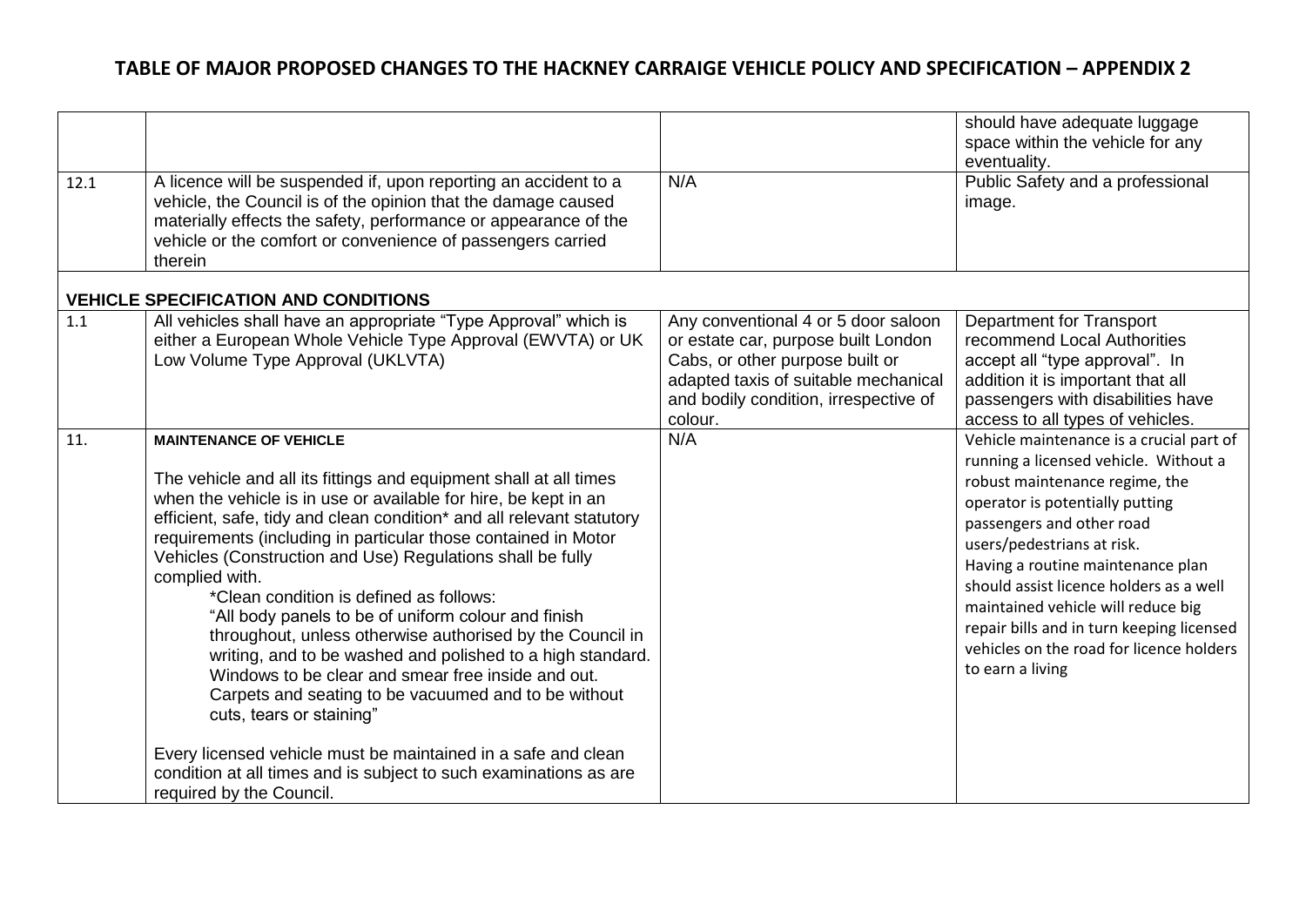# TABLE OF MAJOR PROPOSED CHANGES TO THE HACKNEY CARRIAGE VEHICLE POLICY AND SPECIFICATION – APPENDIX 2

| | | | |
|---|---|---|---|
| | | | should have adequate luggage space within the vehicle for any eventuality. |
| 12.1 | A licence will be suspended if, upon reporting an accident to a vehicle, the Council is of the opinion that the damage caused materially effects the safety, performance or appearance of the vehicle or the comfort or convenience of passengers carried therein | N/A | Public Safety and a professional image. |
| **VEHICLE SPECIFICATION AND CONDITIONS** | | | |
| 1.1 | All vehicles shall have an appropriate "Type Approval" which is either a European Whole Vehicle Type Approval (EWVTA) or UK Low Volume Type Approval (UKLVTA) | Any conventional 4 or 5 door saloon or estate car, purpose built London Cabs, or other purpose built or adapted taxis of suitable mechanical and bodily condition, irrespective of colour. | Department for Transport recommend Local Authorities accept all "type approval". In addition it is important that all passengers with disabilities have access to all types of vehicles. |
| 11. | **MAINTENANCE OF VEHICLE**<br><br>The vehicle and all its fittings and equipment shall at all times when the vehicle is in use or available for hire, be kept in an efficient, safe, tidy and clean condition* and all relevant statutory requirements (including in particular those contained in Motor Vehicles (Construction and Use) Regulations shall be fully complied with.<br>*Clean condition is defined as follows:<br>"All body panels to be of uniform colour and finish throughout, unless otherwise authorised by the Council in writing, and to be washed and polished to a high standard. Windows to be clear and smear free inside and out. Carpets and seating to be vacuumed and to be without cuts, tears or staining"<br><br>Every licensed vehicle must be maintained in a safe and clean condition at all times and is subject to such examinations as are required by the Council. | N/A | Vehicle maintenance is a crucial part of running a licensed vehicle. Without a robust maintenance regime, the operator is potentially putting passengers and other road users/pedestrians at risk.<br>Having a routine maintenance plan should assist licence holders as a well maintained vehicle will reduce big repair bills and in turn keeping licensed vehicles on the road for licence holders to earn a living |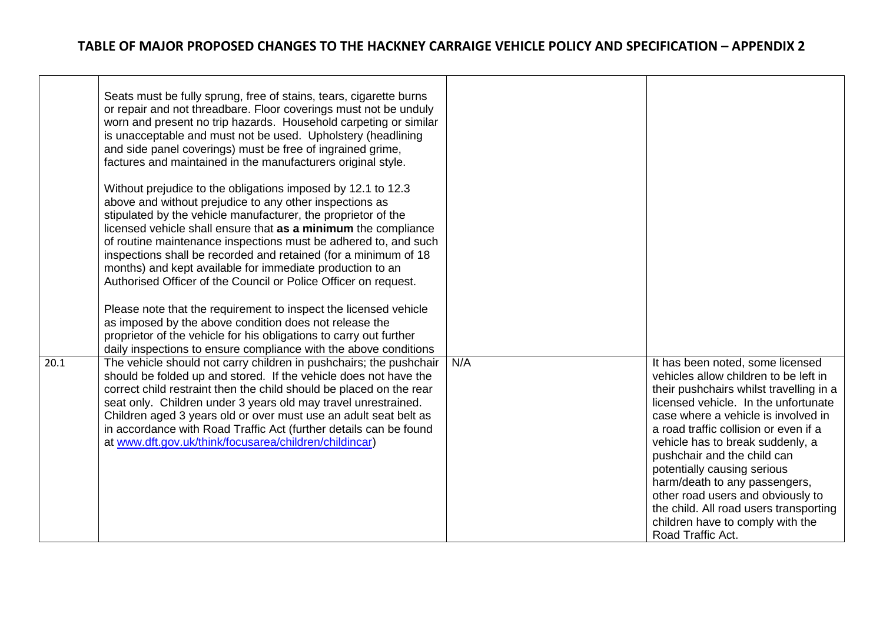# TABLE OF MAJOR PROPOSED CHANGES TO THE HACKNEY CARRAIGE VEHICLE POLICY AND SPECIFICATION – APPENDIX 2

| | | | |
|---|---|---|---|
| | Seats must be fully sprung, free of stains, tears, cigarette burns or repair and not threadbare. Floor coverings must not be unduly worn and present no trip hazards. Household carpeting or similar is unacceptable and must not be used. Upholstery (headlining and side panel coverings) must be free of ingrained grime, factures and maintained in the manufacturers original style.<br><br>Without prejudice to the obligations imposed by 12.1 to 12.3 above and without prejudice to any other inspections as stipulated by the vehicle manufacturer, the proprietor of the licensed vehicle shall ensure that **as a minimum** the compliance of routine maintenance inspections must be adhered to, and such inspections shall be recorded and retained (for a minimum of 18 months) and kept available for immediate production to an Authorised Officer of the Council or Police Officer on request.<br><br>Please note that the requirement to inspect the licensed vehicle as imposed by the above condition does not release the proprietor of the vehicle for his obligations to carry out further daily inspections to ensure compliance with the above conditions | | |
| 20.1 | The vehicle should not carry children in pushchairs; the pushchair should be folded up and stored. If the vehicle does not have the correct child restraint then the child should be placed on the rear seat only. Children under 3 years old may travel unrestrained. Children aged 3 years old or over must use an adult seat belt as in accordance with Road Traffic Act (further details can be found at [www.dft.gov.uk/think/focusarea/children/childincar](www.dft.gov.uk/think/focusarea/children/childincar)) | N/A | It has been noted, some licensed vehicles allow children to be left in their pushchairs whilst travelling in a licensed vehicle. In the unfortunate case where a vehicle is involved in a road traffic collision or even if a vehicle has to break suddenly, a pushchair and the child can potentially causing serious harm/death to any passengers, other road users and obviously to the child. All road users transporting children have to comply with the Road Traffic Act. |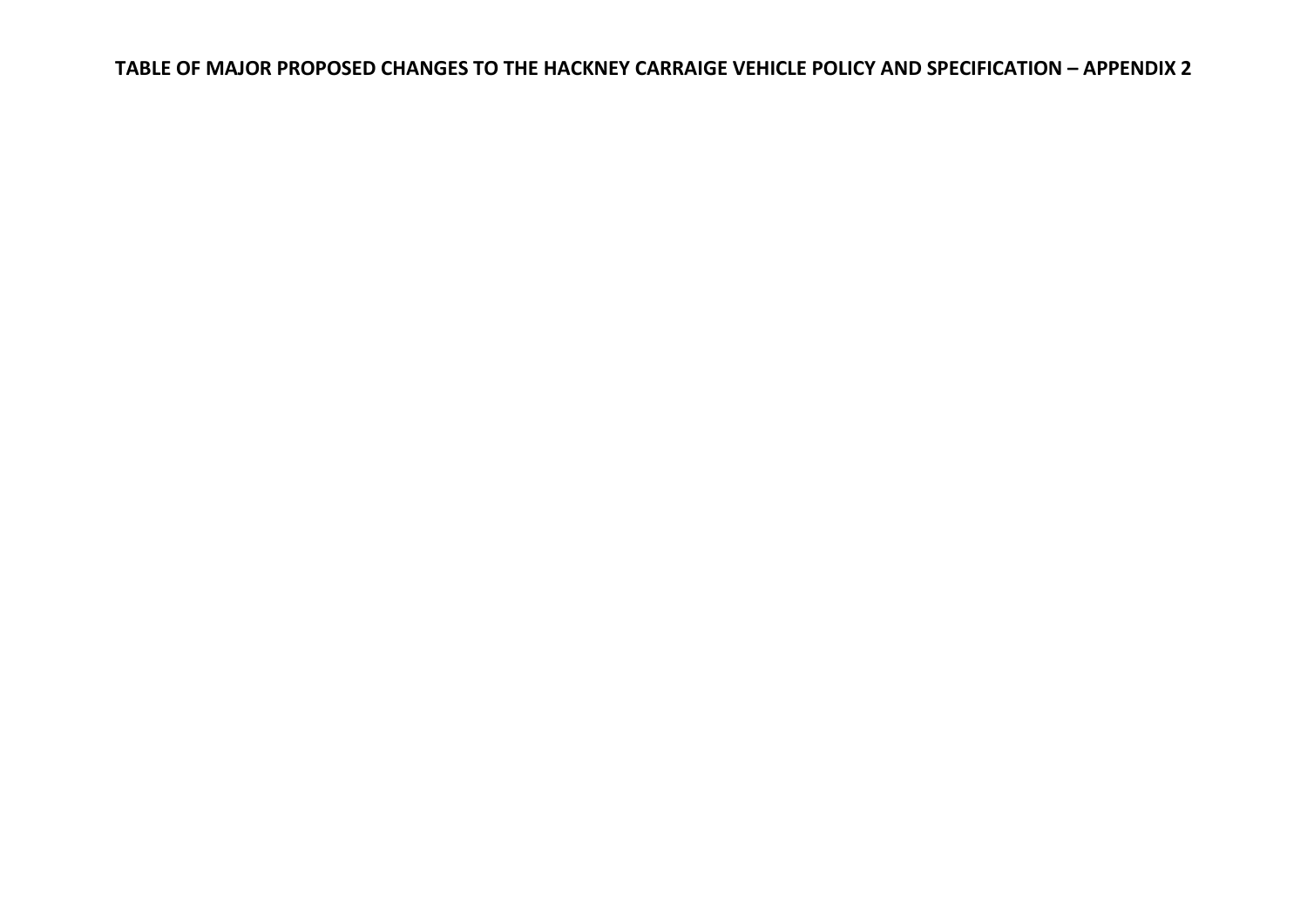**TABLE OF MAJOR PROPOSED CHANGES TO THE HACKNEY CARRAIGE VEHICLE POLICY AND SPECIFICATION – APPENDIX 2**